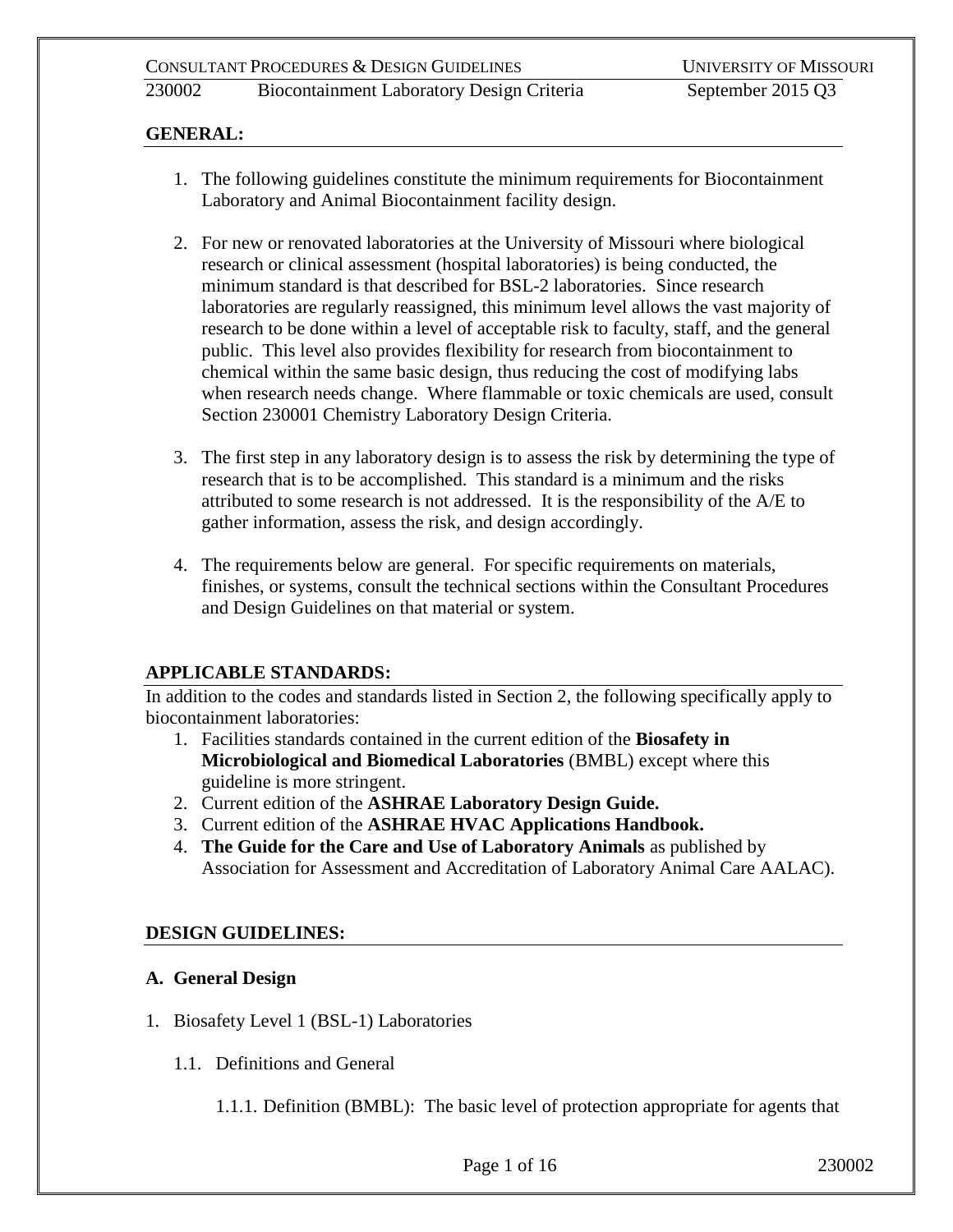## GENERAL:

1. The following guidelines constitute the minimum requirements for Biocontainment Laboratory and Animal Biocontainment facility design.

2. For new or renovated laboratories at the University of Missouri where biological research or clinical assessment (hospital laboratories) is being conducted, the minimum standard is that described for BSL-2 laboratories. Since research laboratories are regularly reassigned, this minimum level allows the vast majority of research to be done within a level of acceptable risk to faculty, staff, and the general public. This level also provides flexibility for research from biocontainment to chemical within the same basic design, thus reducing the cost of modifying labs when research needs change. Where flammable or toxic chemicals are used, consult Section 230001 Chemistry Laboratory Design Criteria.

3. The first step in any laboratory design is to assess the risk by determining the type of research that is to be accomplished. This standard is a minimum and the risks attributed to some research is not addressed. It is the responsibility of the A/E to gather information, assess the risk, and design accordingly.

4. The requirements below are general. For specific requirements on materials, finishes, or systems, consult the technical sections within the Consultant Procedures and Design Guidelines on that material or system.

## APPLICABLE STANDARDS:

In addition to the codes and standards listed in Section 2, the following specifically apply to biocontainment laboratories:

1. Facilities standards contained in the current edition of the **Biosafety in Microbiological and Biomedical Laboratories** (BMBL) except where this guideline is more stringent.
2. Current edition of the **ASHRAE Laboratory Design Guide.**
3. Current edition of the **ASHRAE HVAC Applications Handbook.**
4. **The Guide for the Care and Use of Laboratory Animals** as published by Association for Assessment and Accreditation of Laboratory Animal Care AALAC).

## DESIGN GUIDELINES:

### A. General Design

1. Biosafety Level 1 (BSL-1) Laboratories

    1.1. Definitions and General

        1.1.1. Definition (BMBL): The basic level of protection appropriate for agents that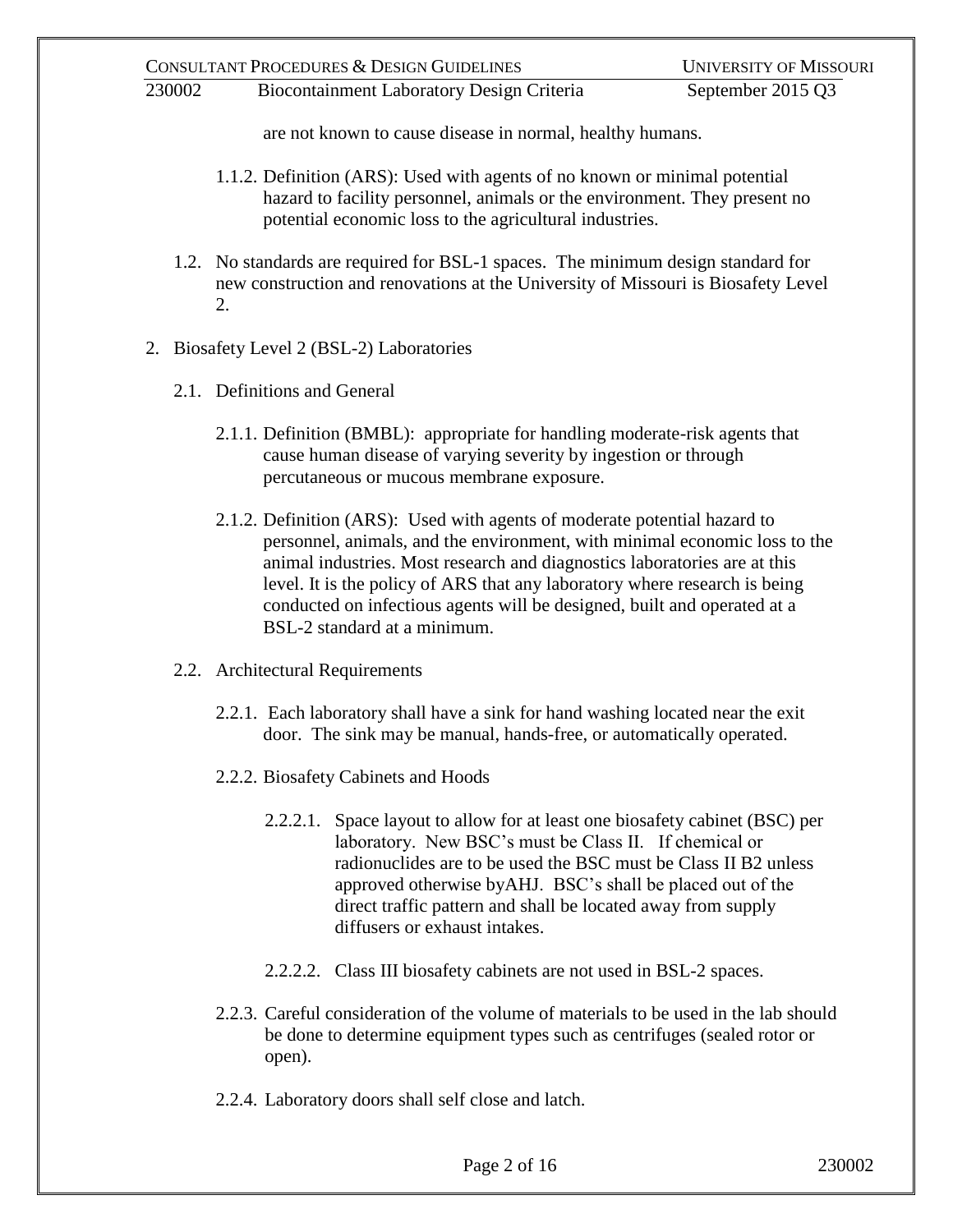are not known to cause disease in normal, healthy humans.

1.1.2. Definition (ARS): Used with agents of no known or minimal potential hazard to facility personnel, animals or the environment. They present no potential economic loss to the agricultural industries.

1.2. No standards are required for BSL-1 spaces. The minimum design standard for new construction and renovations at the University of Missouri is Biosafety Level 2.

2. Biosafety Level 2 (BSL-2) Laboratories

2.1. Definitions and General

2.1.1. Definition (BMBL): appropriate for handling moderate-risk agents that cause human disease of varying severity by ingestion or through percutaneous or mucous membrane exposure.

2.1.2. Definition (ARS): Used with agents of moderate potential hazard to personnel, animals, and the environment, with minimal economic loss to the animal industries. Most research and diagnostics laboratories are at this level. It is the policy of ARS that any laboratory where research is being conducted on infectious agents will be designed, built and operated at a BSL-2 standard at a minimum.

2.2. Architectural Requirements

2.2.1. Each laboratory shall have a sink for hand washing located near the exit door. The sink may be manual, hands-free, or automatically operated.

2.2.2. Biosafety Cabinets and Hoods

2.2.2.1. Space layout to allow for at least one biosafety cabinet (BSC) per laboratory. New BSC's must be Class II. If chemical or radionuclides are to be used the BSC must be Class II B2 unless approved otherwise byAHJ. BSC's shall be placed out of the direct traffic pattern and shall be located away from supply diffusers or exhaust intakes.

2.2.2.2. Class III biosafety cabinets are not used in BSL-2 spaces.

2.2.3. Careful consideration of the volume of materials to be used in the lab should be done to determine equipment types such as centrifuges (sealed rotor or open).

2.2.4. Laboratory doors shall self close and latch.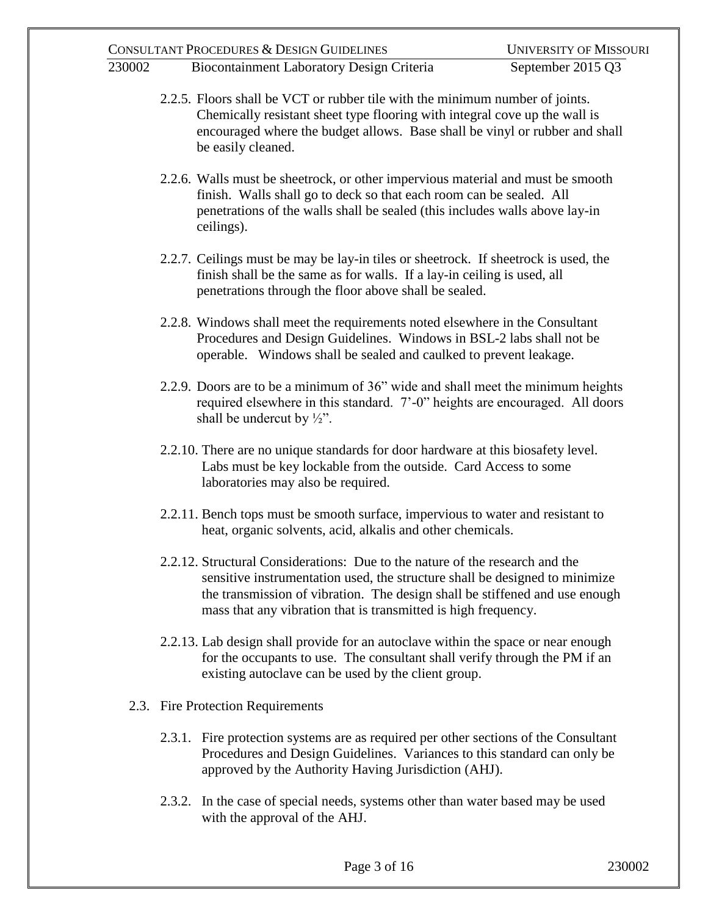2.2.5. Floors shall be VCT or rubber tile with the minimum number of joints. Chemically resistant sheet type flooring with integral cove up the wall is encouraged where the budget allows. Base shall be vinyl or rubber and shall be easily cleaned.

2.2.6. Walls must be sheetrock, or other impervious material and must be smooth finish. Walls shall go to deck so that each room can be sealed. All penetrations of the walls shall be sealed (this includes walls above lay-in ceilings).

2.2.7. Ceilings must be may be lay-in tiles or sheetrock. If sheetrock is used, the finish shall be the same as for walls. If a lay-in ceiling is used, all penetrations through the floor above shall be sealed.

2.2.8. Windows shall meet the requirements noted elsewhere in the Consultant Procedures and Design Guidelines. Windows in BSL-2 labs shall not be operable. Windows shall be sealed and caulked to prevent leakage.

2.2.9. Doors are to be a minimum of 36" wide and shall meet the minimum heights required elsewhere in this standard. 7'-0" heights are encouraged. All doors shall be undercut by ½".

2.2.10. There are no unique standards for door hardware at this biosafety level. Labs must be key lockable from the outside. Card Access to some laboratories may also be required.

2.2.11. Bench tops must be smooth surface, impervious to water and resistant to heat, organic solvents, acid, alkalis and other chemicals.

2.2.12. Structural Considerations: Due to the nature of the research and the sensitive instrumentation used, the structure shall be designed to minimize the transmission of vibration. The design shall be stiffened and use enough mass that any vibration that is transmitted is high frequency.

2.2.13. Lab design shall provide for an autoclave within the space or near enough for the occupants to use. The consultant shall verify through the PM if an existing autoclave can be used by the client group.

## 2.3. Fire Protection Requirements

2.3.1. Fire protection systems are as required per other sections of the Consultant Procedures and Design Guidelines. Variances to this standard can only be approved by the Authority Having Jurisdiction (AHJ).

2.3.2. In the case of special needs, systems other than water based may be used with the approval of the AHJ.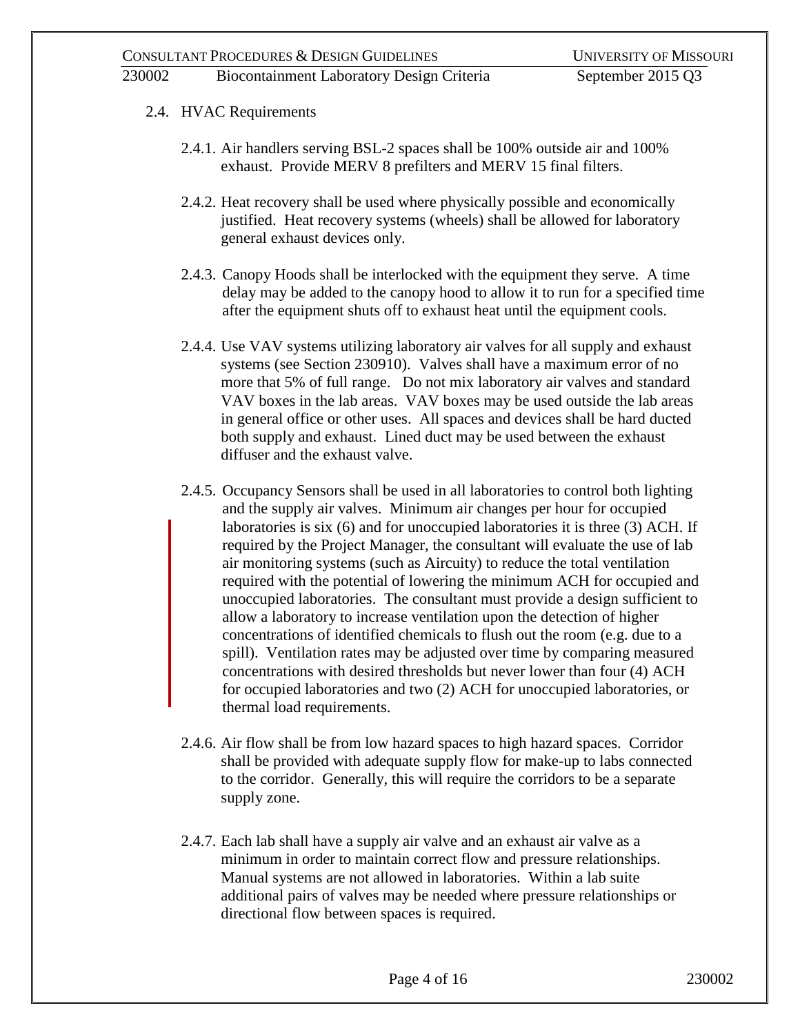## 2.4. HVAC Requirements

2.4.1. Air handlers serving BSL-2 spaces shall be 100% outside air and 100% exhaust. Provide MERV 8 prefilters and MERV 15 final filters.

2.4.2. Heat recovery shall be used where physically possible and economically justified. Heat recovery systems (wheels) shall be allowed for laboratory general exhaust devices only.

2.4.3. Canopy Hoods shall be interlocked with the equipment they serve. A time delay may be added to the canopy hood to allow it to run for a specified time after the equipment shuts off to exhaust heat until the equipment cools.

2.4.4. Use VAV systems utilizing laboratory air valves for all supply and exhaust systems (see Section 230910). Valves shall have a maximum error of no more that 5% of full range. Do not mix laboratory air valves and standard VAV boxes in the lab areas. VAV boxes may be used outside the lab areas in general office or other uses. All spaces and devices shall be hard ducted both supply and exhaust. Lined duct may be used between the exhaust diffuser and the exhaust valve.

2.4.5. Occupancy Sensors shall be used in all laboratories to control both lighting and the supply air valves. Minimum air changes per hour for occupied laboratories is six (6) and for unoccupied laboratories it is three (3) ACH. If required by the Project Manager, the consultant will evaluate the use of lab air monitoring systems (such as Aircuity) to reduce the total ventilation required with the potential of lowering the minimum ACH for occupied and unoccupied laboratories. The consultant must provide a design sufficient to allow a laboratory to increase ventilation upon the detection of higher concentrations of identified chemicals to flush out the room (e.g. due to a spill). Ventilation rates may be adjusted over time by comparing measured concentrations with desired thresholds but never lower than four (4) ACH for occupied laboratories and two (2) ACH for unoccupied laboratories, or thermal load requirements.

2.4.6. Air flow shall be from low hazard spaces to high hazard spaces. Corridor shall be provided with adequate supply flow for make-up to labs connected to the corridor. Generally, this will require the corridors to be a separate supply zone.

2.4.7. Each lab shall have a supply air valve and an exhaust air valve as a minimum in order to maintain correct flow and pressure relationships. Manual systems are not allowed in laboratories. Within a lab suite additional pairs of valves may be needed where pressure relationships or directional flow between spaces is required.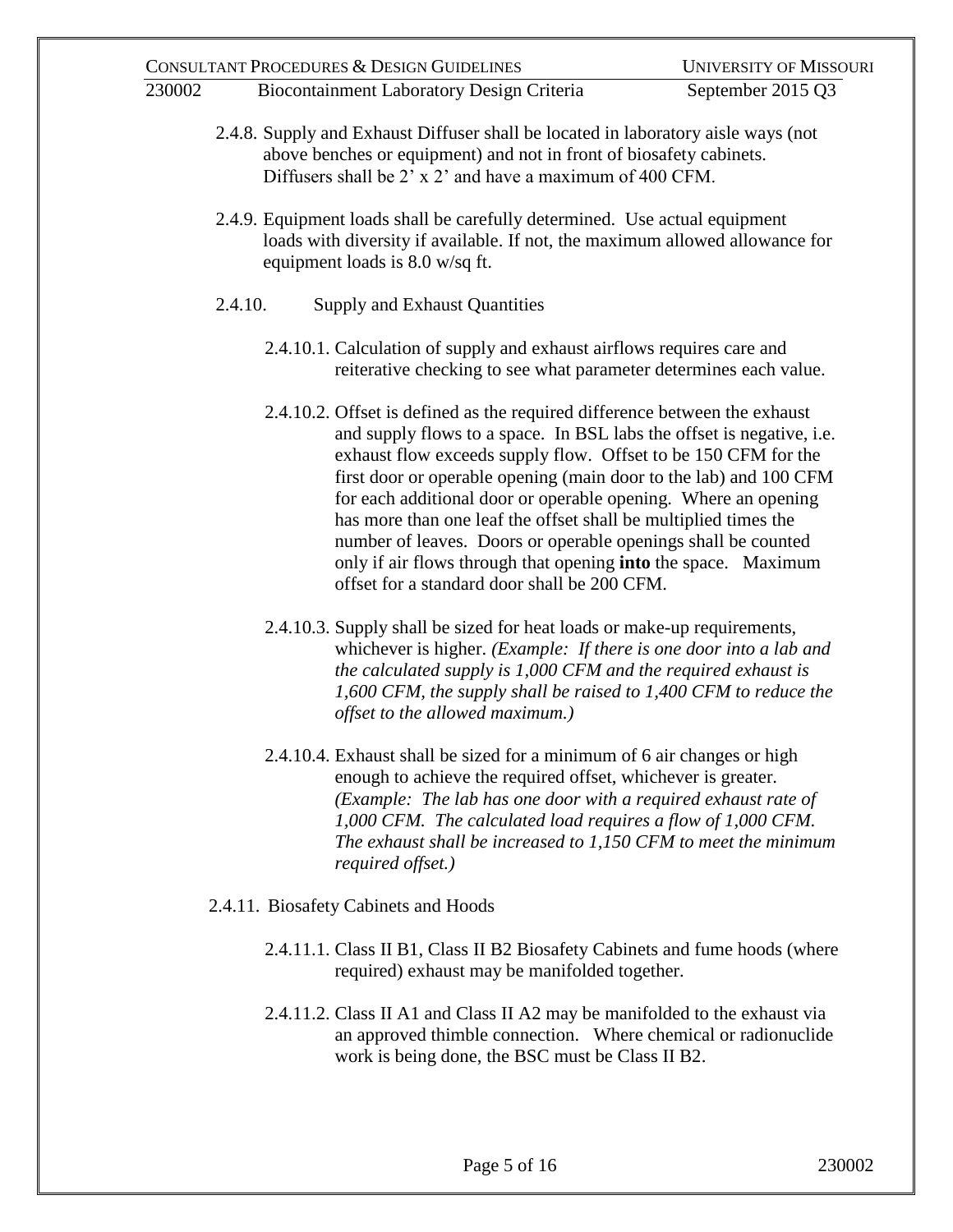2.4.8. Supply and Exhaust Diffuser shall be located in laboratory aisle ways (not above benches or equipment) and not in front of biosafety cabinets. Diffusers shall be 2' x 2' and have a maximum of 400 CFM.

2.4.9. Equipment loads shall be carefully determined. Use actual equipment loads with diversity if available. If not, the maximum allowed allowance for equipment loads is 8.0 w/sq ft.

2.4.10. Supply and Exhaust Quantities

2.4.10.1. Calculation of supply and exhaust airflows requires care and reiterative checking to see what parameter determines each value.

2.4.10.2. Offset is defined as the required difference between the exhaust and supply flows to a space. In BSL labs the offset is negative, i.e. exhaust flow exceeds supply flow. Offset to be 150 CFM for the first door or operable opening (main door to the lab) and 100 CFM for each additional door or operable opening. Where an opening has more than one leaf the offset shall be multiplied times the number of leaves. Doors or operable openings shall be counted only if air flows through that opening **into** the space. Maximum offset for a standard door shall be 200 CFM.

2.4.10.3. Supply shall be sized for heat loads or make-up requirements, whichever is higher. *(Example: If there is one door into a lab and the calculated supply is 1,000 CFM and the required exhaust is 1,600 CFM, the supply shall be raised to 1,400 CFM to reduce the offset to the allowed maximum.)*

2.4.10.4. Exhaust shall be sized for a minimum of 6 air changes or high enough to achieve the required offset, whichever is greater. *(Example: The lab has one door with a required exhaust rate of 1,000 CFM. The calculated load requires a flow of 1,000 CFM. The exhaust shall be increased to 1,150 CFM to meet the minimum required offset.)*

2.4.11. Biosafety Cabinets and Hoods

2.4.11.1. Class II B1, Class II B2 Biosafety Cabinets and fume hoods (where required) exhaust may be manifolded together.

2.4.11.2. Class II A1 and Class II A2 may be manifolded to the exhaust via an approved thimble connection. Where chemical or radionuclide work is being done, the BSC must be Class II B2.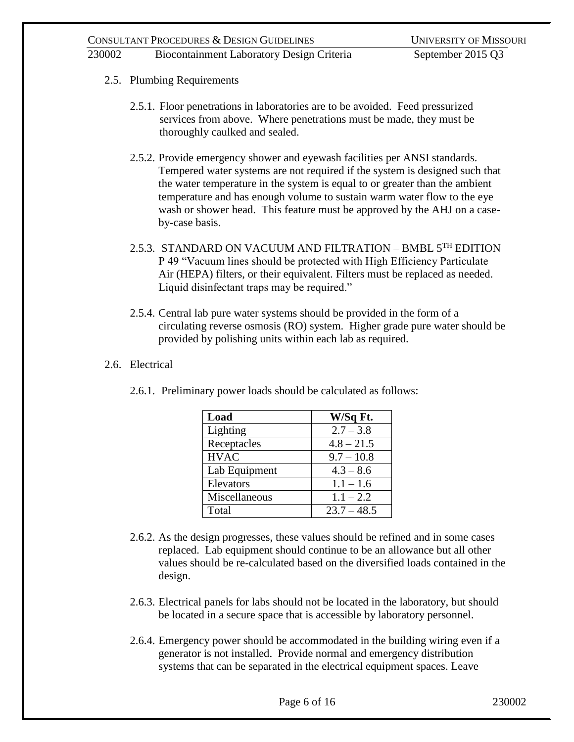2.5. Plumbing Requirements

2.5.1. Floor penetrations in laboratories are to be avoided. Feed pressurized services from above. Where penetrations must be made, they must be thoroughly caulked and sealed.

2.5.2. Provide emergency shower and eyewash facilities per ANSI standards. Tempered water systems are not required if the system is designed such that the water temperature in the system is equal to or greater than the ambient temperature and has enough volume to sustain warm water flow to the eye wash or shower head. This feature must be approved by the AHJ on a case-by-case basis.

2.5.3. STANDARD ON VACUUM AND FILTRATION – BMBL 5TH EDITION P 49 "Vacuum lines should be protected with High Efficiency Particulate Air (HEPA) filters, or their equivalent. Filters must be replaced as needed. Liquid disinfectant traps may be required."

2.5.4. Central lab pure water systems should be provided in the form of a circulating reverse osmosis (RO) system. Higher grade pure water should be provided by polishing units within each lab as required.

2.6. Electrical

2.6.1. Preliminary power loads should be calculated as follows:

| Load | W/Sq Ft. |
|---|---|
| Lighting | 2.7 – 3.8 |
| Receptacles | 4.8 – 21.5 |
| HVAC | 9.7 – 10.8 |
| Lab Equipment | 4.3 – 8.6 |
| Elevators | 1.1 – 1.6 |
| Miscellaneous | 1.1 – 2.2 |
| Total | 23.7 – 48.5 |

2.6.2. As the design progresses, these values should be refined and in some cases replaced. Lab equipment should continue to be an allowance but all other values should be re-calculated based on the diversified loads contained in the design.

2.6.3. Electrical panels for labs should not be located in the laboratory, but should be located in a secure space that is accessible by laboratory personnel.

2.6.4. Emergency power should be accommodated in the building wiring even if a generator is not installed. Provide normal and emergency distribution systems that can be separated in the electrical equipment spaces. Leave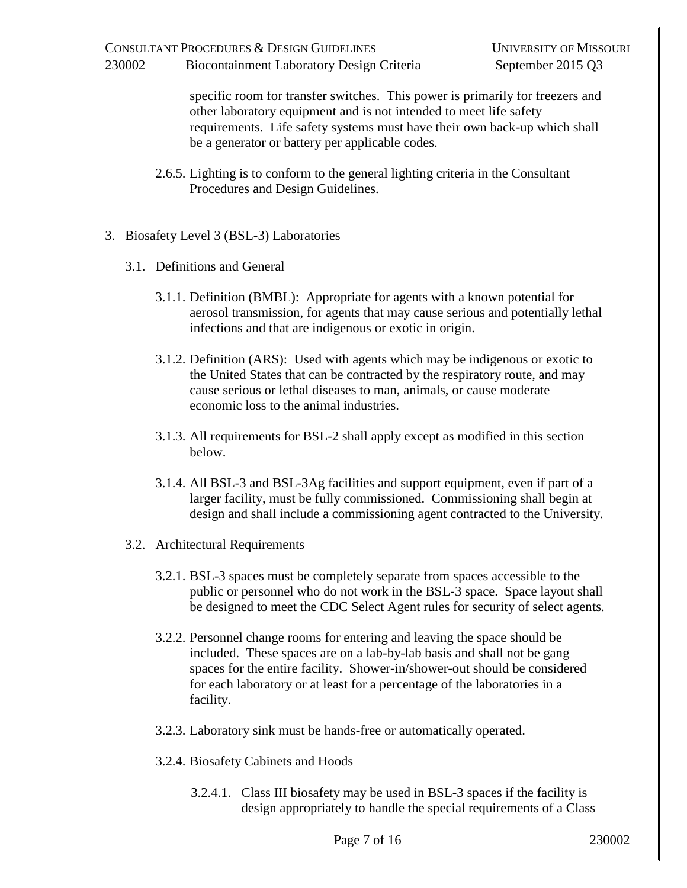specific room for transfer switches. This power is primarily for freezers and other laboratory equipment and is not intended to meet life safety requirements. Life safety systems must have their own back-up which shall be a generator or battery per applicable codes.

2.6.5. Lighting is to conform to the general lighting criteria in the Consultant Procedures and Design Guidelines.

## 3. Biosafety Level 3 (BSL-3) Laboratories

### 3.1. Definitions and General

3.1.1. Definition (BMBL): Appropriate for agents with a known potential for aerosol transmission, for agents that may cause serious and potentially lethal infections and that are indigenous or exotic in origin.

3.1.2. Definition (ARS): Used with agents which may be indigenous or exotic to the United States that can be contracted by the respiratory route, and may cause serious or lethal diseases to man, animals, or cause moderate economic loss to the animal industries.

3.1.3. All requirements for BSL-2 shall apply except as modified in this section below.

3.1.4. All BSL-3 and BSL-3Ag facilities and support equipment, even if part of a larger facility, must be fully commissioned. Commissioning shall begin at design and shall include a commissioning agent contracted to the University.

### 3.2. Architectural Requirements

3.2.1. BSL-3 spaces must be completely separate from spaces accessible to the public or personnel who do not work in the BSL-3 space. Space layout shall be designed to meet the CDC Select Agent rules for security of select agents.

3.2.2. Personnel change rooms for entering and leaving the space should be included. These spaces are on a lab-by-lab basis and shall not be gang spaces for the entire facility. Shower-in/shower-out should be considered for each laboratory or at least for a percentage of the laboratories in a facility.

3.2.3. Laboratory sink must be hands-free or automatically operated.

3.2.4. Biosafety Cabinets and Hoods

3.2.4.1. Class III biosafety may be used in BSL-3 spaces if the facility is design appropriately to handle the special requirements of a Class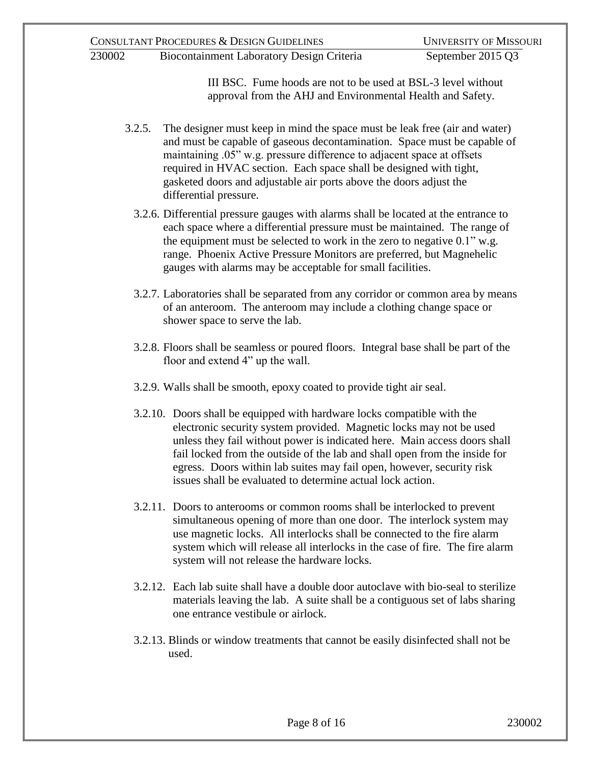III BSC. Fume hoods are not to be used at BSL-3 level without approval from the AHJ and Environmental Health and Safety.

3.2.5. The designer must keep in mind the space must be leak free (air and water) and must be capable of gaseous decontamination. Space must be capable of maintaining .05" w.g. pressure difference to adjacent space at offsets required in HVAC section. Each space shall be designed with tight, gasketed doors and adjustable air ports above the doors adjust the differential pressure.

3.2.6. Differential pressure gauges with alarms shall be located at the entrance to each space where a differential pressure must be maintained. The range of the equipment must be selected to work in the zero to negative 0.1" w.g. range. Phoenix Active Pressure Monitors are preferred, but Magnehelic gauges with alarms may be acceptable for small facilities.

3.2.7. Laboratories shall be separated from any corridor or common area by means of an anteroom. The anteroom may include a clothing change space or shower space to serve the lab.

3.2.8. Floors shall be seamless or poured floors. Integral base shall be part of the floor and extend 4" up the wall.

3.2.9. Walls shall be smooth, epoxy coated to provide tight air seal.

3.2.10. Doors shall be equipped with hardware locks compatible with the electronic security system provided. Magnetic locks may not be used unless they fail without power is indicated here. Main access doors shall fail locked from the outside of the lab and shall open from the inside for egress. Doors within lab suites may fail open, however, security risk issues shall be evaluated to determine actual lock action.

3.2.11. Doors to anterooms or common rooms shall be interlocked to prevent simultaneous opening of more than one door. The interlock system may use magnetic locks. All interlocks shall be connected to the fire alarm system which will release all interlocks in the case of fire. The fire alarm system will not release the hardware locks.

3.2.12. Each lab suite shall have a double door autoclave with bio-seal to sterilize materials leaving the lab. A suite shall be a contiguous set of labs sharing one entrance vestibule or airlock.

3.2.13. Blinds or window treatments that cannot be easily disinfected shall not be used.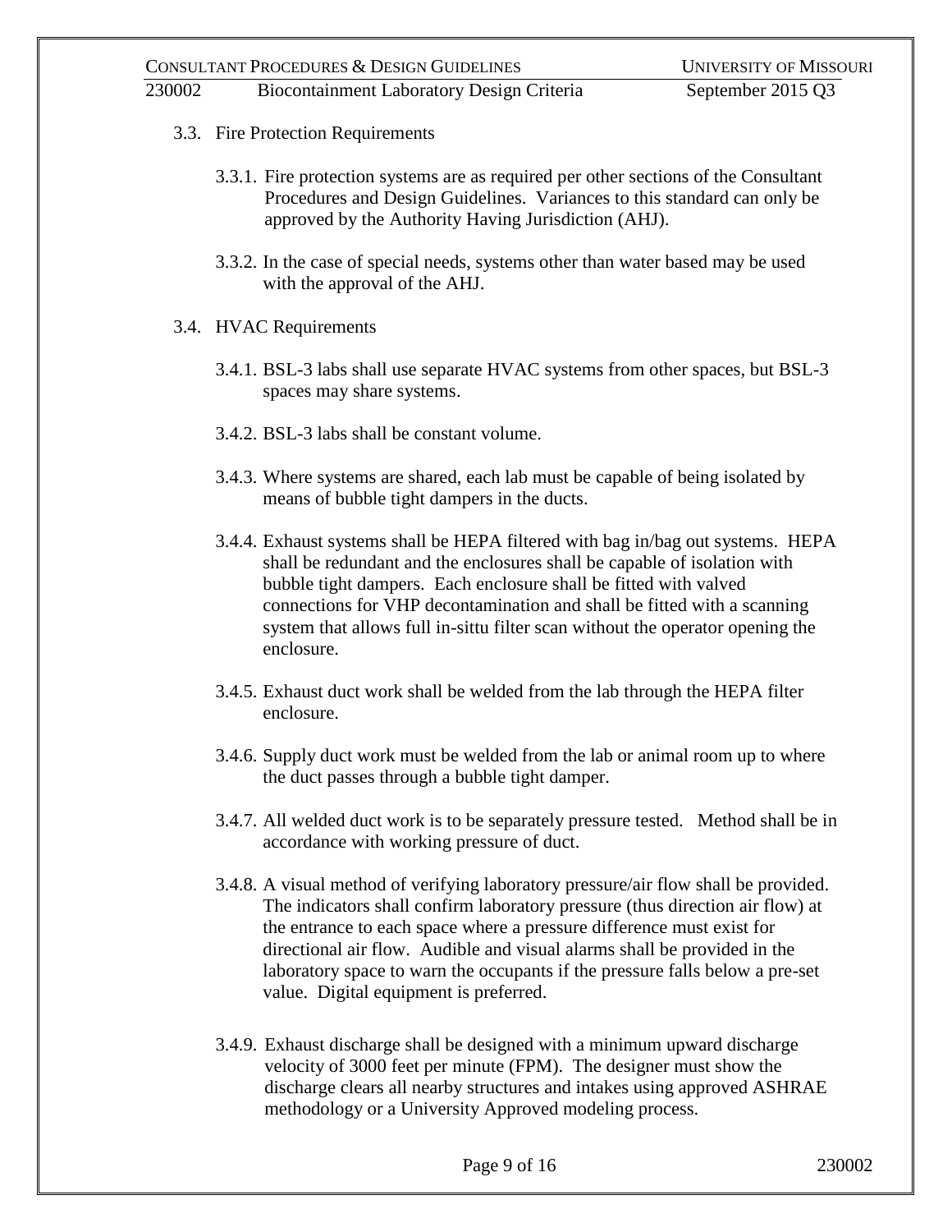### 3.3. Fire Protection Requirements

3.3.1. Fire protection systems are as required per other sections of the Consultant Procedures and Design Guidelines. Variances to this standard can only be approved by the Authority Having Jurisdiction (AHJ).

3.3.2. In the case of special needs, systems other than water based may be used with the approval of the AHJ.

### 3.4. HVAC Requirements

3.4.1. BSL-3 labs shall use separate HVAC systems from other spaces, but BSL-3 spaces may share systems.

3.4.2. BSL-3 labs shall be constant volume.

3.4.3. Where systems are shared, each lab must be capable of being isolated by means of bubble tight dampers in the ducts.

3.4.4. Exhaust systems shall be HEPA filtered with bag in/bag out systems. HEPA shall be redundant and the enclosures shall be capable of isolation with bubble tight dampers. Each enclosure shall be fitted with valved connections for VHP decontamination and shall be fitted with a scanning system that allows full in-sittu filter scan without the operator opening the enclosure.

3.4.5. Exhaust duct work shall be welded from the lab through the HEPA filter enclosure.

3.4.6. Supply duct work must be welded from the lab or animal room up to where the duct passes through a bubble tight damper.

3.4.7. All welded duct work is to be separately pressure tested. Method shall be in accordance with working pressure of duct.

3.4.8. A visual method of verifying laboratory pressure/air flow shall be provided. The indicators shall confirm laboratory pressure (thus direction air flow) at the entrance to each space where a pressure difference must exist for directional air flow. Audible and visual alarms shall be provided in the laboratory space to warn the occupants if the pressure falls below a pre-set value. Digital equipment is preferred.

3.4.9. Exhaust discharge shall be designed with a minimum upward discharge velocity of 3000 feet per minute (FPM). The designer must show the discharge clears all nearby structures and intakes using approved ASHRAE methodology or a University Approved modeling process.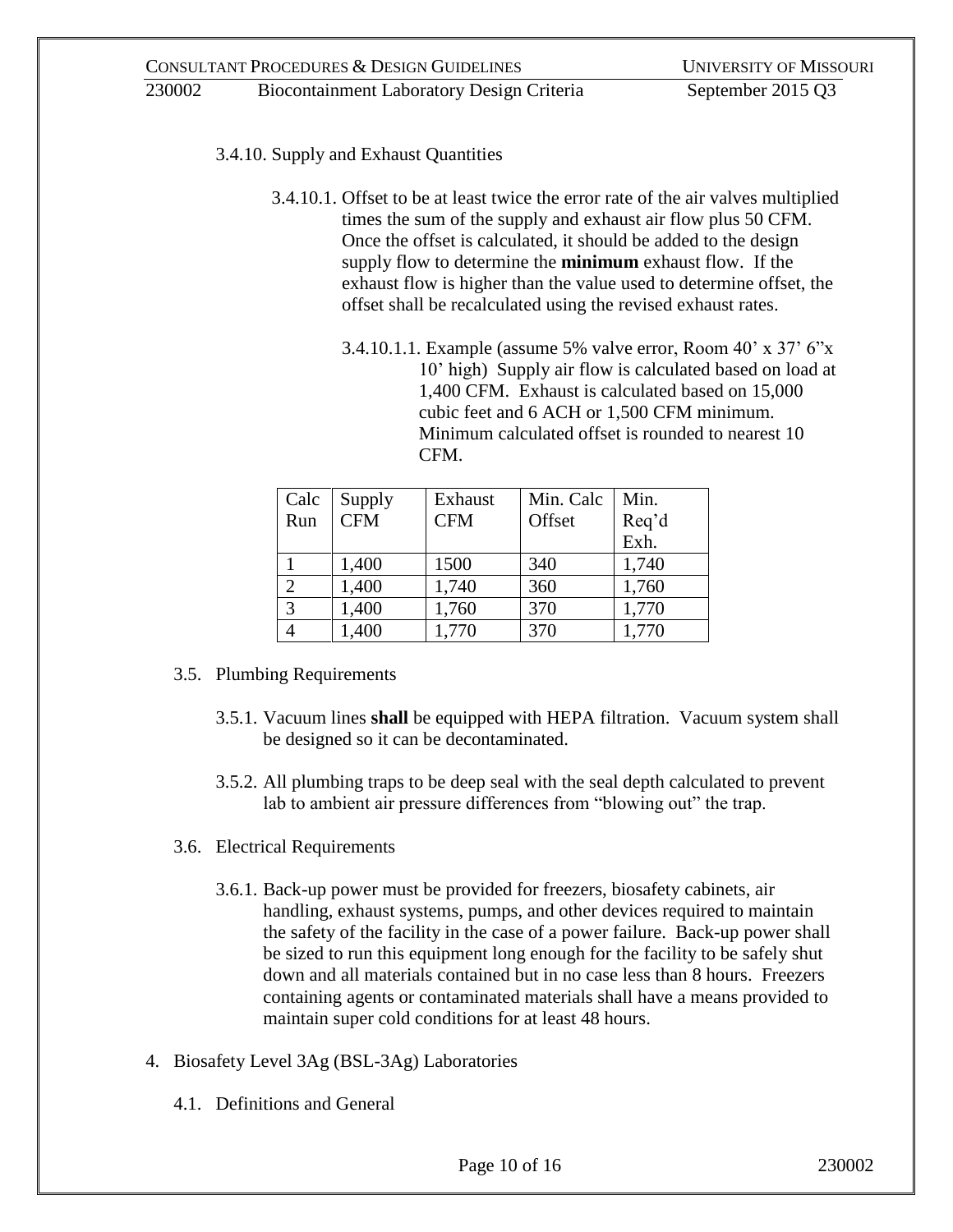3.4.10. Supply and Exhaust Quantities

3.4.10.1. Offset to be at least twice the error rate of the air valves multiplied times the sum of the supply and exhaust air flow plus 50 CFM. Once the offset is calculated, it should be added to the design supply flow to determine the **minimum** exhaust flow. If the exhaust flow is higher than the value used to determine offset, the offset shall be recalculated using the revised exhaust rates.

3.4.10.1.1. Example (assume 5% valve error, Room 40' x 37' 6"x 10' high) Supply air flow is calculated based on load at 1,400 CFM. Exhaust is calculated based on 15,000 cubic feet and 6 ACH or 1,500 CFM minimum. Minimum calculated offset is rounded to nearest 10 CFM.

| Calc Run | Supply CFM | Exhaust CFM | Min. Calc Offset | Min. Req'd Exh. |
|---|---|---|---|---|
| 1 | 1,400 | 1500 | 340 | 1,740 |
| 2 | 1,400 | 1,740 | 360 | 1,760 |
| 3 | 1,400 | 1,760 | 370 | 1,770 |
| 4 | 1,400 | 1,770 | 370 | 1,770 |

3.5. Plumbing Requirements

3.5.1. Vacuum lines **shall** be equipped with HEPA filtration. Vacuum system shall be designed so it can be decontaminated.

3.5.2. All plumbing traps to be deep seal with the seal depth calculated to prevent lab to ambient air pressure differences from "blowing out" the trap.

3.6. Electrical Requirements

3.6.1. Back-up power must be provided for freezers, biosafety cabinets, air handling, exhaust systems, pumps, and other devices required to maintain the safety of the facility in the case of a power failure. Back-up power shall be sized to run this equipment long enough for the facility to be safely shut down and all materials contained but in no case less than 8 hours. Freezers containing agents or contaminated materials shall have a means provided to maintain super cold conditions for at least 48 hours.

4. Biosafety Level 3Ag (BSL-3Ag) Laboratories

4.1. Definitions and General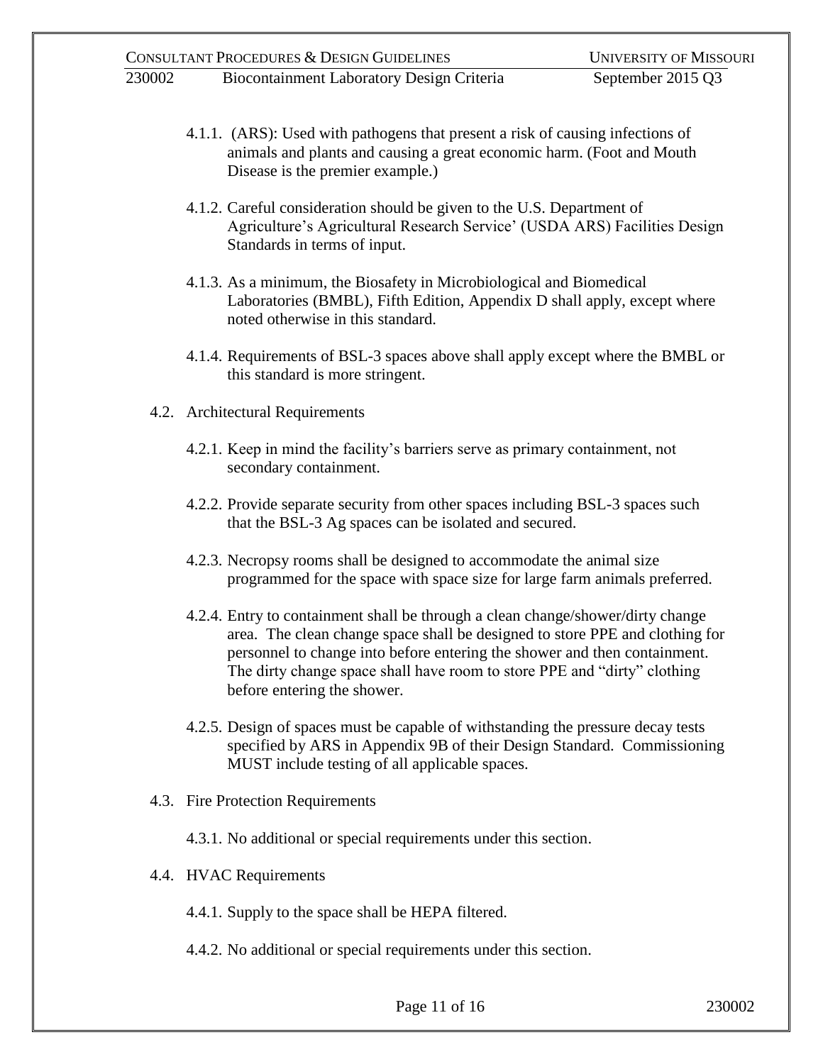4.1.1. (ARS): Used with pathogens that present a risk of causing infections of animals and plants and causing a great economic harm. (Foot and Mouth Disease is the premier example.)

4.1.2. Careful consideration should be given to the U.S. Department of Agriculture's Agricultural Research Service' (USDA ARS) Facilities Design Standards in terms of input.

4.1.3. As a minimum, the Biosafety in Microbiological and Biomedical Laboratories (BMBL), Fifth Edition, Appendix D shall apply, except where noted otherwise in this standard.

4.1.4. Requirements of BSL-3 spaces above shall apply except where the BMBL or this standard is more stringent.

4.2. Architectural Requirements

4.2.1. Keep in mind the facility's barriers serve as primary containment, not secondary containment.

4.2.2. Provide separate security from other spaces including BSL-3 spaces such that the BSL-3 Ag spaces can be isolated and secured.

4.2.3. Necropsy rooms shall be designed to accommodate the animal size programmed for the space with space size for large farm animals preferred.

4.2.4. Entry to containment shall be through a clean change/shower/dirty change area. The clean change space shall be designed to store PPE and clothing for personnel to change into before entering the shower and then containment. The dirty change space shall have room to store PPE and "dirty" clothing before entering the shower.

4.2.5. Design of spaces must be capable of withstanding the pressure decay tests specified by ARS in Appendix 9B of their Design Standard. Commissioning MUST include testing of all applicable spaces.

4.3. Fire Protection Requirements

4.3.1. No additional or special requirements under this section.

4.4. HVAC Requirements

4.4.1. Supply to the space shall be HEPA filtered.

4.4.2. No additional or special requirements under this section.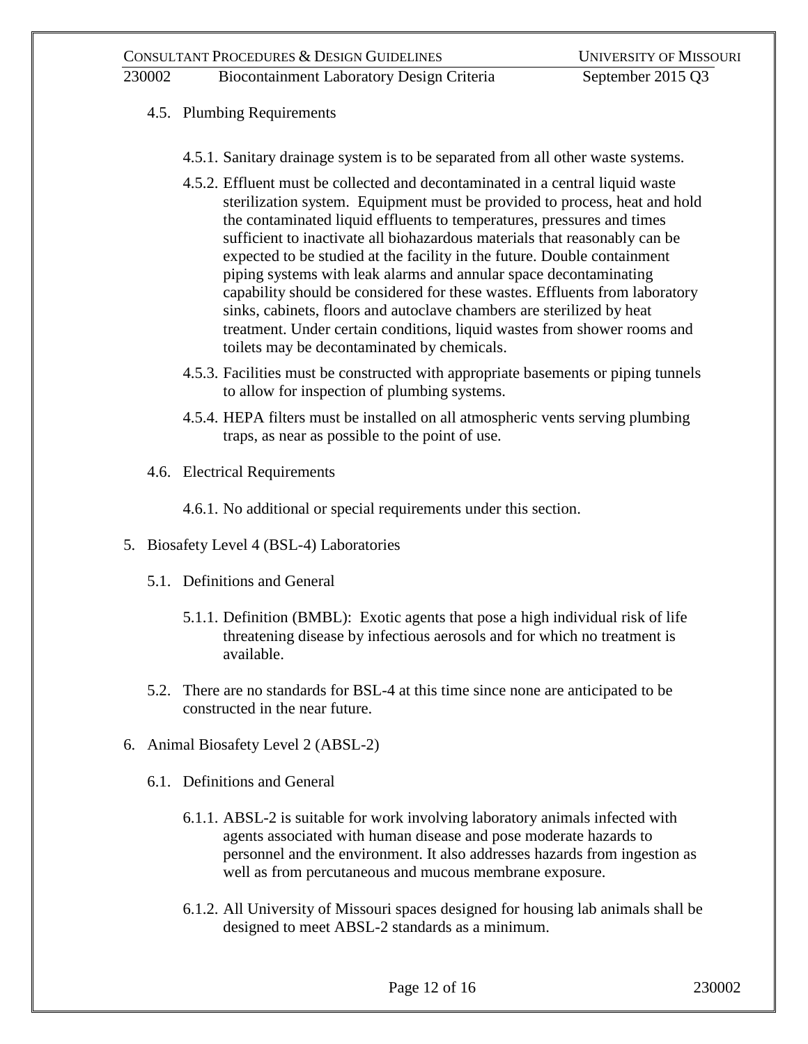#### 4.5. Plumbing Requirements

4.5.1. Sanitary drainage system is to be separated from all other waste systems.

4.5.2. Effluent must be collected and decontaminated in a central liquid waste sterilization system. Equipment must be provided to process, heat and hold the contaminated liquid effluents to temperatures, pressures and times sufficient to inactivate all biohazardous materials that reasonably can be expected to be studied at the facility in the future. Double containment piping systems with leak alarms and annular space decontaminating capability should be considered for these wastes. Effluents from laboratory sinks, cabinets, floors and autoclave chambers are sterilized by heat treatment. Under certain conditions, liquid wastes from shower rooms and toilets may be decontaminated by chemicals.

4.5.3. Facilities must be constructed with appropriate basements or piping tunnels to allow for inspection of plumbing systems.

4.5.4. HEPA filters must be installed on all atmospheric vents serving plumbing traps, as near as possible to the point of use.

#### 4.6. Electrical Requirements

4.6.1. No additional or special requirements under this section.

## 5. Biosafety Level 4 (BSL-4) Laboratories

### 5.1. Definitions and General

5.1.1. Definition (BMBL): Exotic agents that pose a high individual risk of life threatening disease by infectious aerosols and for which no treatment is available.

### 5.2. There are no standards for BSL-4 at this time since none are anticipated to be constructed in the near future.

## 6. Animal Biosafety Level 2 (ABSL-2)

### 6.1. Definitions and General

6.1.1. ABSL-2 is suitable for work involving laboratory animals infected with agents associated with human disease and pose moderate hazards to personnel and the environment. It also addresses hazards from ingestion as well as from percutaneous and mucous membrane exposure.

6.1.2. All University of Missouri spaces designed for housing lab animals shall be designed to meet ABSL-2 standards as a minimum.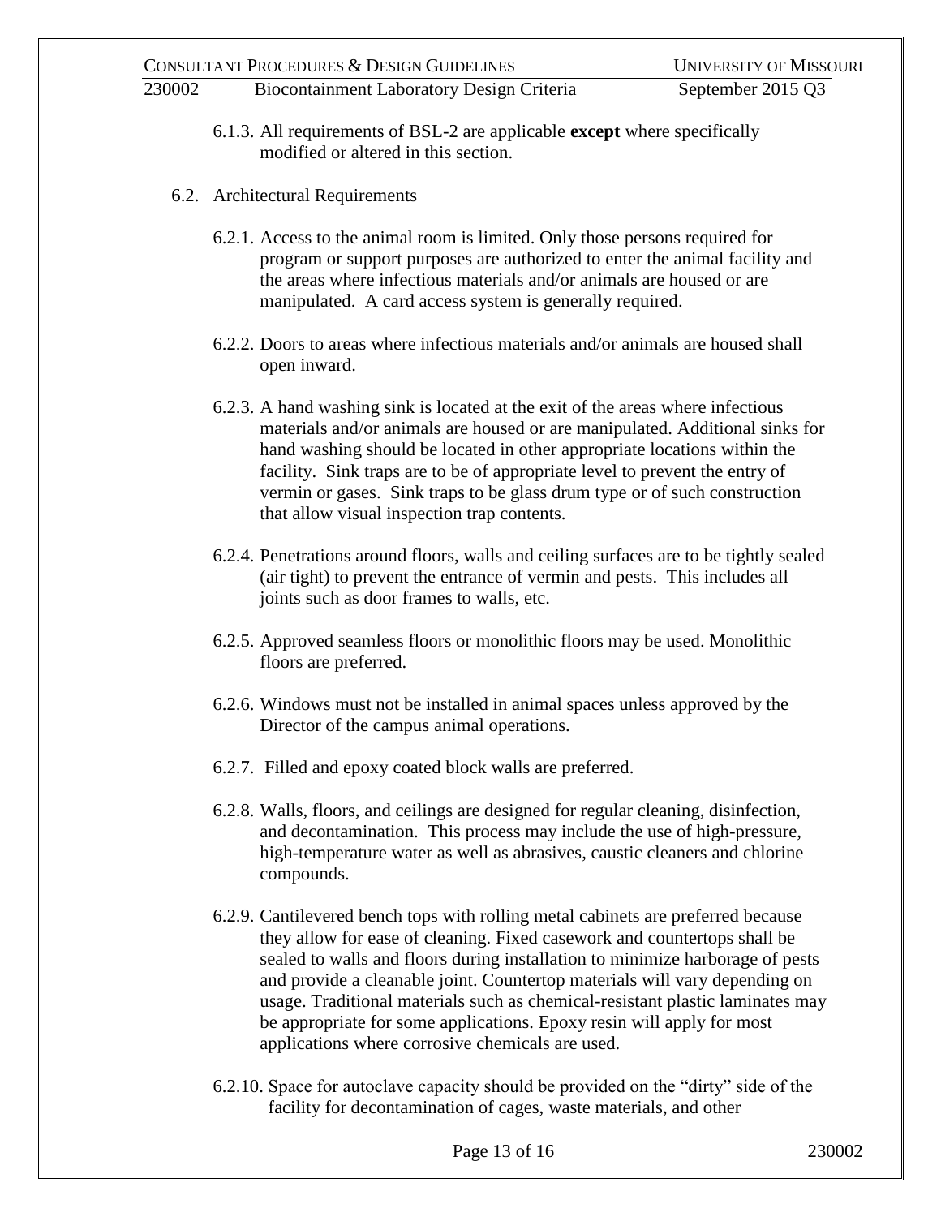6.1.3. All requirements of BSL-2 are applicable **except** where specifically modified or altered in this section.

6.2. Architectural Requirements

6.2.1. Access to the animal room is limited. Only those persons required for program or support purposes are authorized to enter the animal facility and the areas where infectious materials and/or animals are housed or are manipulated. A card access system is generally required.

6.2.2. Doors to areas where infectious materials and/or animals are housed shall open inward.

6.2.3. A hand washing sink is located at the exit of the areas where infectious materials and/or animals are housed or are manipulated. Additional sinks for hand washing should be located in other appropriate locations within the facility. Sink traps are to be of appropriate level to prevent the entry of vermin or gases. Sink traps to be glass drum type or of such construction that allow visual inspection trap contents.

6.2.4. Penetrations around floors, walls and ceiling surfaces are to be tightly sealed (air tight) to prevent the entrance of vermin and pests. This includes all joints such as door frames to walls, etc.

6.2.5. Approved seamless floors or monolithic floors may be used. Monolithic floors are preferred.

6.2.6. Windows must not be installed in animal spaces unless approved by the Director of the campus animal operations.

6.2.7. Filled and epoxy coated block walls are preferred.

6.2.8. Walls, floors, and ceilings are designed for regular cleaning, disinfection, and decontamination. This process may include the use of high-pressure, high-temperature water as well as abrasives, caustic cleaners and chlorine compounds.

6.2.9. Cantilevered bench tops with rolling metal cabinets are preferred because they allow for ease of cleaning. Fixed casework and countertops shall be sealed to walls and floors during installation to minimize harborage of pests and provide a cleanable joint. Countertop materials will vary depending on usage. Traditional materials such as chemical-resistant plastic laminates may be appropriate for some applications. Epoxy resin will apply for most applications where corrosive chemicals are used.

6.2.10. Space for autoclave capacity should be provided on the "dirty" side of the facility for decontamination of cages, waste materials, and other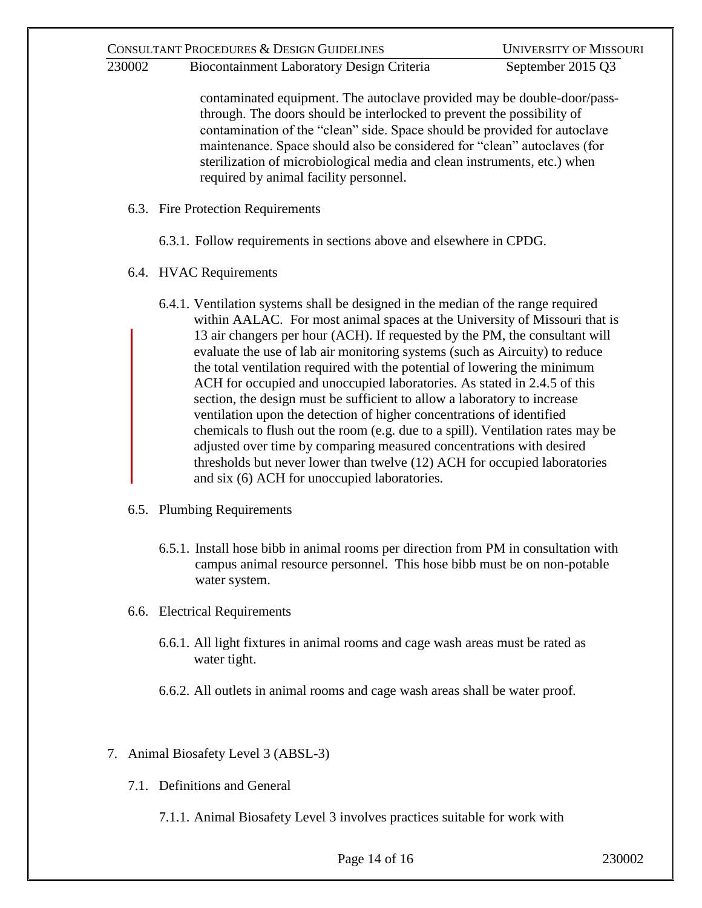contaminated equipment. The autoclave provided may be double-door/pass-through. The doors should be interlocked to prevent the possibility of contamination of the "clean" side. Space should be provided for autoclave maintenance. Space should also be considered for "clean" autoclaves (for sterilization of microbiological media and clean instruments, etc.) when required by animal facility personnel.

6.3. Fire Protection Requirements

6.3.1. Follow requirements in sections above and elsewhere in CPDG.

6.4. HVAC Requirements

6.4.1. Ventilation systems shall be designed in the median of the range required within AALAC. For most animal spaces at the University of Missouri that is 13 air changers per hour (ACH). If requested by the PM, the consultant will evaluate the use of lab air monitoring systems (such as Aircuity) to reduce the total ventilation required with the potential of lowering the minimum ACH for occupied and unoccupied laboratories. As stated in 2.4.5 of this section, the design must be sufficient to allow a laboratory to increase ventilation upon the detection of higher concentrations of identified chemicals to flush out the room (e.g. due to a spill). Ventilation rates may be adjusted over time by comparing measured concentrations with desired thresholds but never lower than twelve (12) ACH for occupied laboratories and six (6) ACH for unoccupied laboratories.

6.5. Plumbing Requirements

6.5.1. Install hose bibb in animal rooms per direction from PM in consultation with campus animal resource personnel. This hose bibb must be on non-potable water system.

6.6. Electrical Requirements

6.6.1. All light fixtures in animal rooms and cage wash areas must be rated as water tight.

6.6.2. All outlets in animal rooms and cage wash areas shall be water proof.

7. Animal Biosafety Level 3 (ABSL-3)

7.1. Definitions and General

7.1.1. Animal Biosafety Level 3 involves practices suitable for work with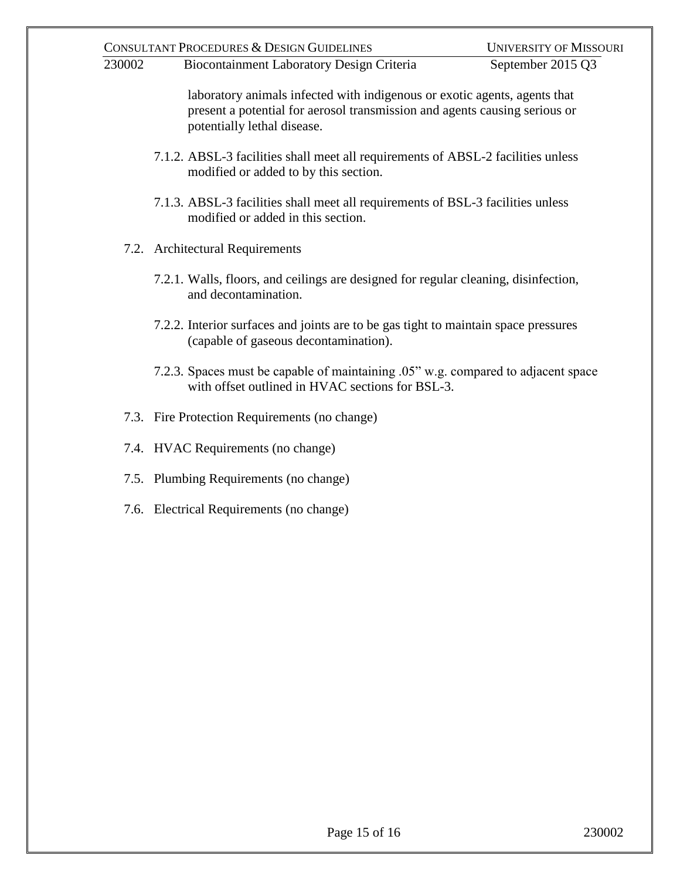laboratory animals infected with indigenous or exotic agents, agents that present a potential for aerosol transmission and agents causing serious or potentially lethal disease.

7.1.2. ABSL-3 facilities shall meet all requirements of ABSL-2 facilities unless modified or added to by this section.

7.1.3. ABSL-3 facilities shall meet all requirements of BSL-3 facilities unless modified or added in this section.

7.2. Architectural Requirements

7.2.1. Walls, floors, and ceilings are designed for regular cleaning, disinfection, and decontamination.

7.2.2. Interior surfaces and joints are to be gas tight to maintain space pressures (capable of gaseous decontamination).

7.2.3. Spaces must be capable of maintaining .05" w.g. compared to adjacent space with offset outlined in HVAC sections for BSL-3.

7.3. Fire Protection Requirements (no change)

7.4. HVAC Requirements (no change)

7.5. Plumbing Requirements (no change)

7.6. Electrical Requirements (no change)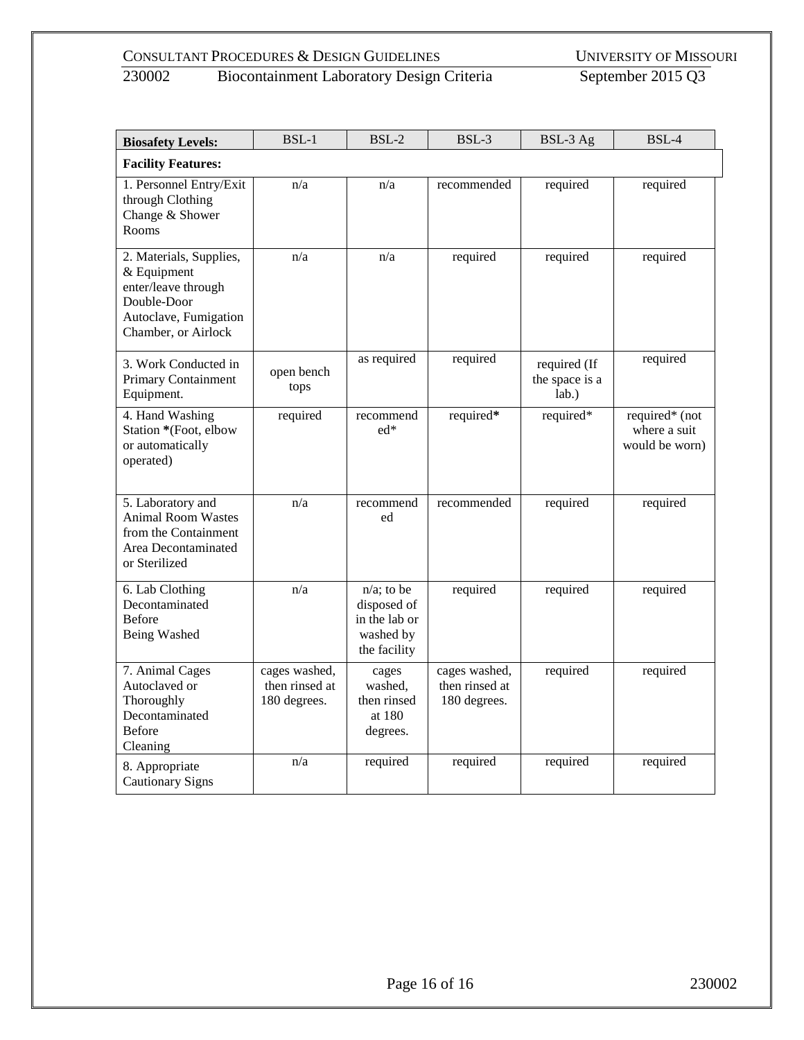| Biosafety Levels: | BSL-1 | BSL-2 | BSL-3 | BSL-3 Ag | BSL-4 |
|---|---|---|---|---|---|
| **Facility Features:** | | | | | |
| 1. Personnel Entry/Exit through Clothing Change & Shower Rooms | n/a | n/a | recommended | required | required |
| 2. Materials, Supplies, & Equipment enter/leave through Double-Door Autoclave, Fumigation Chamber, or Airlock | n/a | n/a | required | required | required |
| 3. Work Conducted in Primary Containment Equipment. | open bench tops | as required | required | required (If the space is a lab.) | required |
| 4. Hand Washing Station *(Foot, elbow or automatically operated) | required | recommended* | required* | required* | required* (not where a suit would be worn) |
| 5. Laboratory and Animal Room Wastes from the Containment Area Decontaminated or Sterilized | n/a | recommended | recommended | required | required |
| 6. Lab Clothing Decontaminated Before Being Washed | n/a | n/a; to be disposed of in the lab or washed by the facility | required | required | required |
| 7. Animal Cages Autoclaved or Thoroughly Decontaminated Before Cleaning | cages washed, then rinsed at 180 degrees. | cages washed, then rinsed at 180 degrees. | cages washed, then rinsed at 180 degrees. | required | required |
| 8. Appropriate Cautionary Signs | n/a | required | required | required | required |